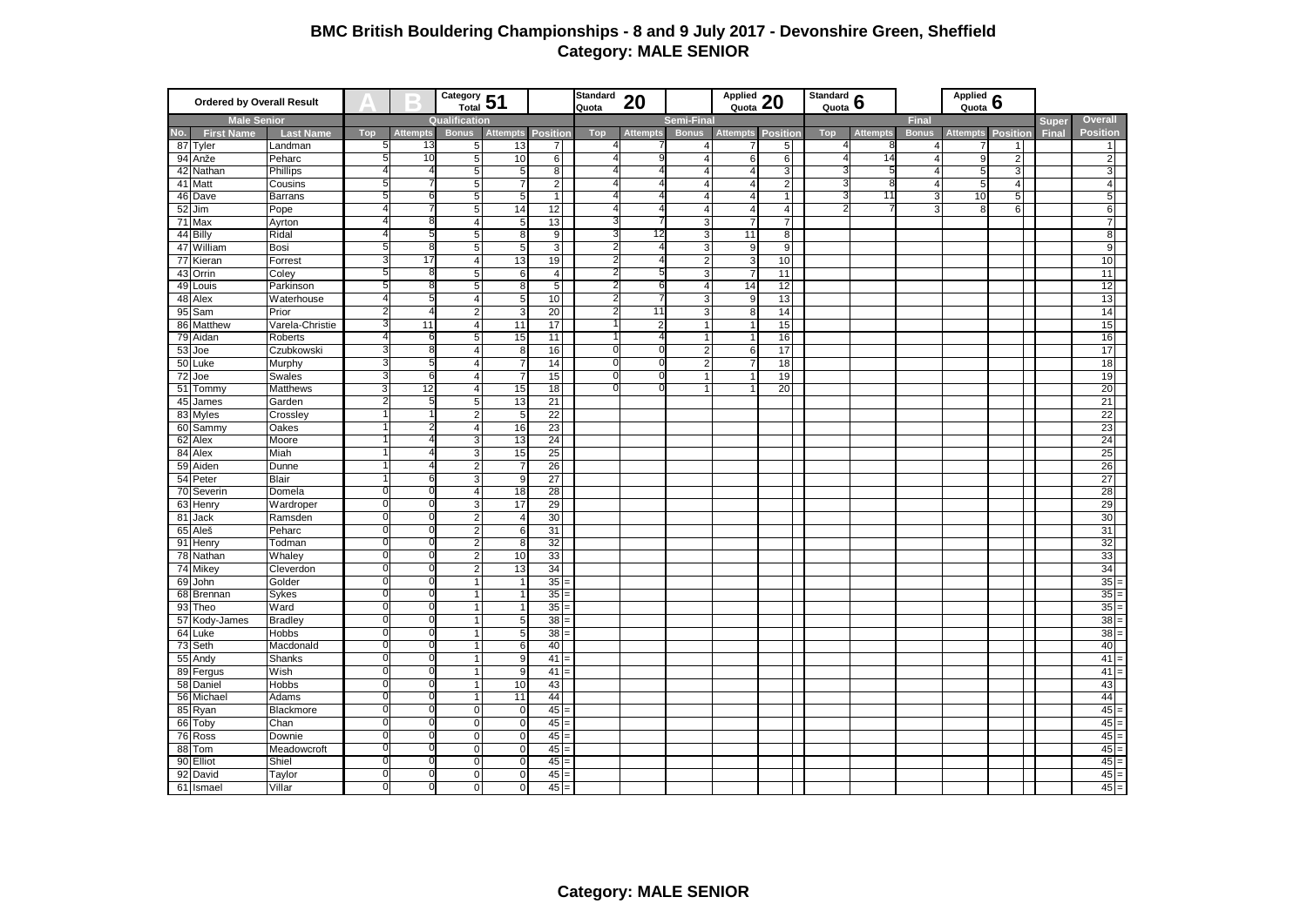# BMC British Bouldering Championships - 8 and 9 July 2017 - Devonshire Green, Sheffield

## Category: MALE SENIOR

| Ordered by Overall Result | | | A | B | Category Total 51 | | | Standard Quota 20 | | | Applied Quota 20 | | Standard Quota 6 | | | Applied Quota 6 | | | |
|---|---|---|---|---|---|---|---|---|---|---|---|---|---|---|---|---|---|---|---|
| Male Senior | | | Qualification | | | | | Semi-Final | | | | | Final | | | | | Super | Overall |
| No. | First Name | Last Name | Top | Attempts | Bonus | Attempts | Position | Top | Attempts | Bonus | Attempts | Position | Top | Attempts | Bonus | Attempts | Position | Final | Position |
| 87 | Tyler | Landman | 5 | 13 | 5 | 13 | 7 | 4 | 7 | 4 | 7 | 5 | 4 | 8 | 4 | 7 | 1 | | 1 |
| 94 | Anže | Peharc | 5 | 10 | 5 | 10 | 6 | 4 | 9 | 4 | 6 | 6 | 4 | 14 | 4 | 9 | 2 | | 2 |
| 42 | Nathan | Phillips | 4 | 4 | 5 | 5 | 8 | 4 | 4 | 4 | 4 | 3 | 3 | 5 | 4 | 5 | 3 | | 3 |
| 41 | Matt | Cousins | 5 | 7 | 5 | 7 | 2 | 4 | 4 | 4 | 4 | 2 | 3 | 8 | 4 | 5 | 4 | | 4 |
| 46 | Dave | Barrans | 5 | 6 | 5 | 5 | 1 | 4 | 4 | 4 | 4 | 1 | 3 | 11 | 3 | 10 | 5 | | 5 |
| 52 | Jim | Pope | 4 | 7 | 5 | 14 | 12 | 4 | 4 | 4 | 4 | 4 | 2 | 7 | 3 | 8 | 6 | | 6 |
| 71 | Max | Ayrton | 4 | 8 | 4 | 5 | 13 | 3 | 7 | 3 | 7 | 7 | | | | | | | 7 |
| 44 | Billy | Ridal | 4 | 5 | 5 | 8 | 9 | 3 | 12 | 3 | 11 | 8 | | | | | | | 8 |
| 47 | William | Bosi | 5 | 8 | 5 | 5 | 3 | 2 | 4 | 3 | 9 | 9 | | | | | | | 9 |
| 77 | Kieran | Forrest | 3 | 17 | 4 | 13 | 19 | 2 | 4 | 2 | 3 | 10 | | | | | | | 10 |
| 43 | Orrin | Coley | 5 | 8 | 5 | 6 | 4 | 2 | 5 | 3 | 7 | 11 | | | | | | | 11 |
| 49 | Louis | Parkinson | 5 | 8 | 5 | 8 | 5 | 2 | 6 | 4 | 14 | 12 | | | | | | | 12 |
| 48 | Alex | Waterhouse | 4 | 5 | 4 | 5 | 10 | 2 | 7 | 3 | 9 | 13 | | | | | | | 13 |
| 95 | Sam | Prior | 2 | 4 | 2 | 3 | 20 | 2 | 11 | 3 | 8 | 14 | | | | | | | 14 |
| 86 | Matthew | Varela-Christie | 3 | 11 | 4 | 11 | 17 | 1 | 2 | 1 | 1 | 15 | | | | | | | 15 |
| 79 | Aidan | Roberts | 4 | 6 | 5 | 15 | 11 | 1 | 4 | 1 | 1 | 16 | | | | | | | 16 |
| 53 | Joe | Czubkowski | 3 | 8 | 4 | 8 | 16 | 0 | 0 | 2 | 6 | 17 | | | | | | | 17 |
| 50 | Luke | Murphy | 3 | 5 | 4 | 7 | 14 | 0 | 0 | 2 | 7 | 18 | | | | | | | 18 |
| 72 | Joe | Swales | 3 | 6 | 4 | 7 | 15 | 0 | 0 | 1 | 1 | 19 | | | | | | | 19 |
| 51 | Tommy | Matthews | 3 | 12 | 4 | 15 | 18 | 0 | 0 | 1 | 1 | 20 | | | | | | | 20 |
| 45 | James | Garden | 2 | 5 | 5 | 13 | 21 | | | | | | | | | | | | 21 |
| 83 | Myles | Crossley | 1 | 1 | 2 | 5 | 22 | | | | | | | | | | | | 22 |
| 60 | Sammy | Oakes | 1 | 2 | 4 | 16 | 23 | | | | | | | | | | | | 23 |
| 62 | Alex | Moore | 1 | 4 | 3 | 13 | 24 | | | | | | | | | | | | 24 |
| 84 | Alex | Miah | 1 | 4 | 3 | 15 | 25 | | | | | | | | | | | | 25 |
| 59 | Aiden | Dunne | 1 | 4 | 2 | 7 | 26 | | | | | | | | | | | | 26 |
| 54 | Peter | Blair | 1 | 6 | 3 | 9 | 27 | | | | | | | | | | | | 27 |
| 70 | Severin | Domela | 0 | 0 | 4 | 18 | 28 | | | | | | | | | | | | 28 |
| 63 | Henry | Wardroper | 0 | 0 | 3 | 17 | 29 | | | | | | | | | | | | 29 |
| 81 | Jack | Ramsden | 0 | 0 | 2 | 4 | 30 | | | | | | | | | | | | 30 |
| 65 | Aleš | Peharc | 0 | 0 | 2 | 6 | 31 | | | | | | | | | | | | 31 |
| 91 | Henry | Todman | 0 | 0 | 2 | 8 | 32 | | | | | | | | | | | | 32 |
| 78 | Nathan | Whaley | 0 | 0 | 2 | 10 | 33 | | | | | | | | | | | | 33 |
| 74 | Mikey | Cleverdon | 0 | 0 | 2 | 13 | 34 | | | | | | | | | | | | 34 |
| 69 | John | Golder | 0 | 0 | 1 | 1 | 35 = | | | | | | | | | | | | 35 = |
| 68 | Brennan | Sykes | 0 | 0 | 1 | 1 | 35 = | | | | | | | | | | | | 35 = |
| 93 | Theo | Ward | 0 | 0 | 1 | 1 | 35 = | | | | | | | | | | | | 35 = |
| 57 | Kody-James | Bradley | 0 | 0 | 1 | 5 | 38 = | | | | | | | | | | | | 38 = |
| 64 | Luke | Hobbs | 0 | 0 | 1 | 5 | 38 = | | | | | | | | | | | | 38 = |
| 73 | Seth | Macdonald | 0 | 0 | 1 | 6 | 40 | | | | | | | | | | | | 40 |
| 55 | Andy | Shanks | 0 | 0 | 1 | 9 | 41 = | | | | | | | | | | | | 41 = |
| 89 | Fergus | Wish | 0 | 0 | 1 | 9 | 41 = | | | | | | | | | | | | 41 = |
| 58 | Daniel | Hobbs | 0 | 0 | 1 | 10 | 43 | | | | | | | | | | | | 43 |
| 56 | Michael | Adams | 0 | 0 | 1 | 11 | 44 | | | | | | | | | | | | 44 |
| 85 | Ryan | Blackmore | 0 | 0 | 0 | 0 | 45 = | | | | | | | | | | | | 45 = |
| 66 | Toby | Chan | 0 | 0 | 0 | 0 | 45 = | | | | | | | | | | | | 45 = |
| 76 | Ross | Downie | 0 | 0 | 0 | 0 | 45 = | | | | | | | | | | | | 45 = |
| 88 | Tom | Meadowcroft | 0 | 0 | 0 | 0 | 45 = | | | | | | | | | | | | 45 = |
| 90 | Elliot | Shiel | 0 | 0 | 0 | 0 | 45 = | | | | | | | | | | | | 45 = |
| 92 | David | Taylor | 0 | 0 | 0 | 0 | 45 = | | | | | | | | | | | | 45 = |
| 61 | Ismael | Villar | 0 | 0 | 0 | 0 | 45 = | | | | | | | | | | | | 45 = |

**Category: MALE SENIOR**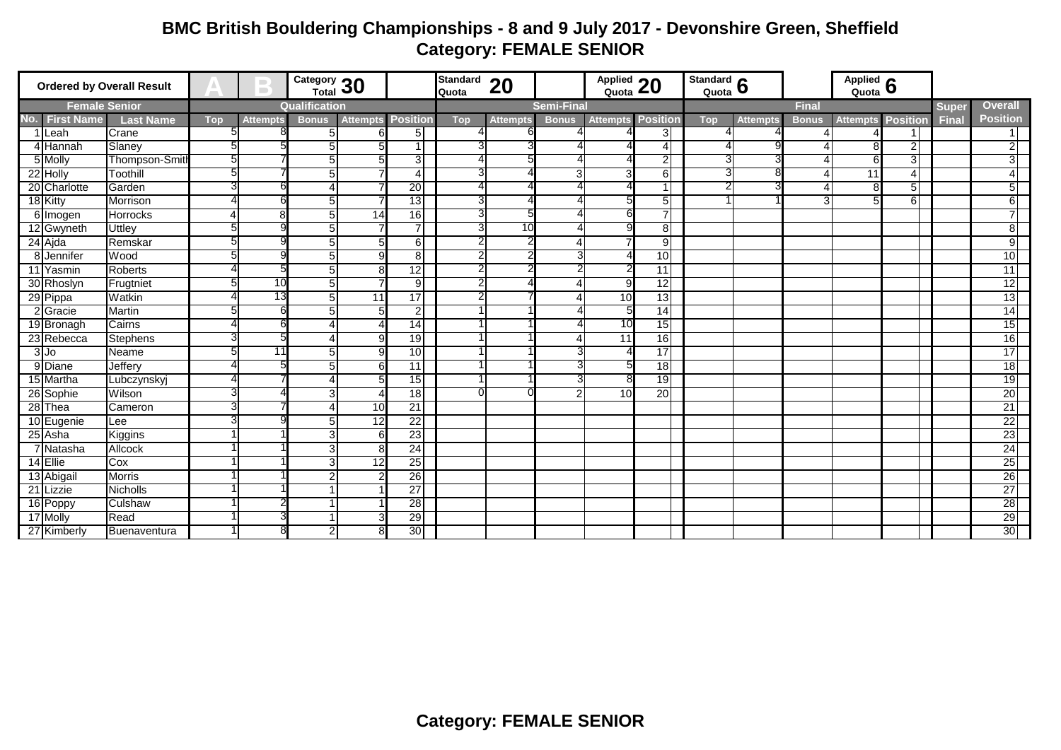# BMC British Bouldering Championships - 8 and 9 July 2017 - Devonshire Green, Sheffield

## Category: FEMALE SENIOR

| Ordered by Overall Result | | | A | B | Category Total 30 | | | Standard Quota 20 | | | Applied Quota 20 | | Standard Quota 6 | | | Applied Quota 6 | | | |
|---|---|---|---|---|---|---|---|---|---|---|---|---|---|---|---|---|---|---|---|
| Female Senior | | | Qualification | | | | | Semi-Final | | | | | Final | | | | | Super Final | Overall Position |
| No. | First Name | Last Name | Top | Attempts | Bonus | Attempts | Position | Top | Attempts | Bonus | Attempts | Position | Top | Attempts | Bonus | Attempts | Position | | |
| 1 | Leah | Crane | 5 | 8 | 5 | 6 | 5 | 4 | 6 | 4 | 4 | 3 | 4 | 4 | 4 | 4 | 1 | | 1 |
| 4 | Hannah | Slaney | 5 | 5 | 5 | 5 | 1 | 3 | 3 | 4 | 4 | 4 | 4 | 9 | 4 | 8 | 2 | | 2 |
| 5 | Molly | Thompson-Smith | 5 | 7 | 5 | 5 | 3 | 4 | 5 | 4 | 4 | 2 | 3 | 3 | 4 | 6 | 3 | | 3 |
| 22 | Holly | Toothill | 5 | 7 | 5 | 7 | 4 | 3 | 4 | 3 | 3 | 6 | 3 | 8 | 4 | 11 | 4 | | 4 |
| 20 | Charlotte | Garden | 3 | 6 | 4 | 7 | 20 | 4 | 4 | 4 | 4 | 1 | 2 | 3 | 4 | 8 | 5 | | 5 |
| 18 | Kitty | Morrison | 4 | 6 | 5 | 7 | 13 | 3 | 4 | 4 | 5 | 5 | 1 | 1 | 3 | 5 | 6 | | 6 |
| 6 | Imogen | Horrocks | 4 | 8 | 5 | 14 | 16 | 3 | 5 | 4 | 6 | 7 | | | | | | | 7 |
| 12 | Gwyneth | Uttley | 5 | 9 | 5 | 7 | 7 | 3 | 10 | 4 | 9 | 8 | | | | | | | 8 |
| 24 | Ajda | Remskar | 5 | 9 | 5 | 5 | 6 | 2 | 2 | 4 | 7 | 9 | | | | | | | 9 |
| 8 | Jennifer | Wood | 5 | 9 | 5 | 9 | 8 | 2 | 2 | 3 | 4 | 10 | | | | | | | 10 |
| 11 | Yasmin | Roberts | 4 | 5 | 5 | 8 | 12 | 2 | 2 | 2 | 2 | 11 | | | | | | | 11 |
| 30 | Rhoslyn | Frugtniet | 5 | 10 | 5 | 7 | 9 | 2 | 4 | 4 | 9 | 12 | | | | | | | 12 |
| 29 | Pippa | Watkin | 4 | 13 | 5 | 11 | 17 | 2 | 7 | 4 | 10 | 13 | | | | | | | 13 |
| 2 | Gracie | Martin | 5 | 6 | 5 | 5 | 2 | 1 | 1 | 4 | 5 | 14 | | | | | | | 14 |
| 19 | Bronagh | Cairns | 4 | 6 | 4 | 4 | 14 | 1 | 1 | 4 | 10 | 15 | | | | | | | 15 |
| 23 | Rebecca | Stephens | 3 | 5 | 4 | 9 | 19 | 1 | 1 | 4 | 11 | 16 | | | | | | | 16 |
| 3 | Jo | Neame | 5 | 11 | 5 | 9 | 10 | 1 | 1 | 3 | 4 | 17 | | | | | | | 17 |
| 9 | Diane | Jeffery | 4 | 5 | 5 | 6 | 11 | 1 | 1 | 3 | 5 | 18 | | | | | | | 18 |
| 15 | Martha | Lubczynskyj | 4 | 7 | 4 | 5 | 15 | 1 | 1 | 3 | 8 | 19 | | | | | | | 19 |
| 26 | Sophie | Wilson | 3 | 4 | 3 | 4 | 18 | 0 | 0 | 2 | 10 | 20 | | | | | | | 20 |
| 28 | Thea | Cameron | 3 | 7 | 4 | 10 | 21 | | | | | | | | | | | | 21 |
| 10 | Eugenie | Lee | 3 | 9 | 5 | 12 | 22 | | | | | | | | | | | | 22 |
| 25 | Asha | Kiggins | 1 | 1 | 3 | 6 | 23 | | | | | | | | | | | | 23 |
| 7 | Natasha | Allcock | 1 | 1 | 3 | 8 | 24 | | | | | | | | | | | | 24 |
| 14 | Ellie | Cox | 1 | 1 | 3 | 12 | 25 | | | | | | | | | | | | 25 |
| 13 | Abigail | Morris | 1 | 1 | 2 | 2 | 26 | | | | | | | | | | | | 26 |
| 21 | Lizzie | Nicholls | 1 | 1 | 1 | 1 | 27 | | | | | | | | | | | | 27 |
| 16 | Poppy | Culshaw | 1 | 2 | 1 | 1 | 28 | | | | | | | | | | | | 28 |
| 17 | Molly | Read | 1 | 3 | 1 | 3 | 29 | | | | | | | | | | | | 29 |
| 27 | Kimberly | Buenaventura | 1 | 8 | 2 | 8 | 30 | | | | | | | | | | | | 30 |

**Category: FEMALE SENIOR**